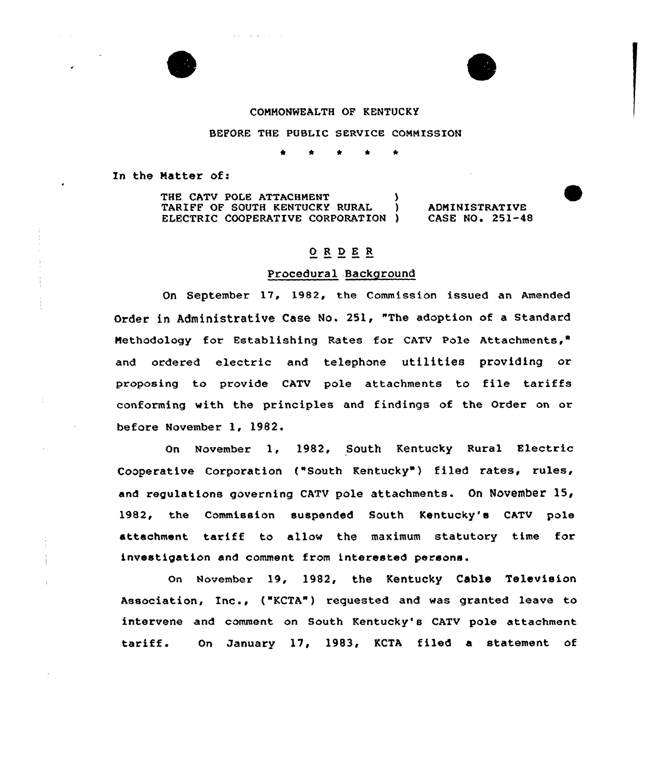COMMONWEALTH OF KENTUCKY

BEFORE THE PUBLIC SERVICE COMMISSION

\* \* \* \* \*

In the Matter of:

| | | |
|---|---|---|
| THE CATV POLE ATTACHMENT TARIFF OF SOUTH KENTUCKY RURAL ELECTRIC COOPERATIVE CORPORATION | ) ) ) | ADMINISTRATIVE CASE NO. 251-48 |

# O R D E R

## Procedural Background

On September 17, 1982, the Commission issued an Amended Order in Administrative Case No. 251, "The adoption of a Standard Methodology for Establishing Rates for CATV Pole Attachments," and ordered electric and telephone utilities providing or proposing to provide CATV pole attachments to file tariffs conforming with the principles and findings of the Order on or before November 1, 1982.

On November 1, 1982, South Kentucky Rural Electric Cooperative Corporation ("South Kentucky") filed rates, rules, and regulations governing CATV pole attachments. On November 15, 1982, the Commission suspended South Kentucky's CATV pole attachment tariff to allow the maximum statutory time for investigation and comment from interested persons.

On November 19, 1982, the Kentucky Cable Television Association, Inc., ("KCTA") requested and was granted leave to intervene and comment on South Kentucky's CATV pole attachment tariff. On January 17, 1983, KCTA filed a statement of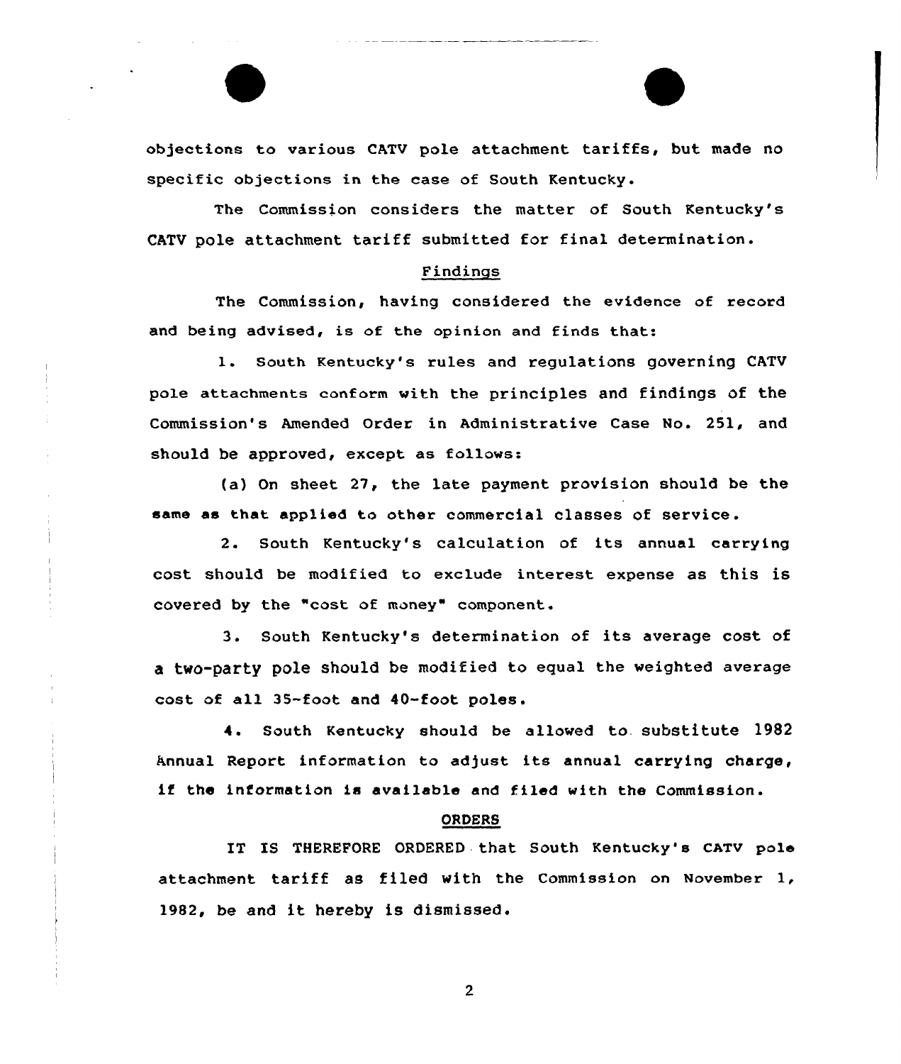objections to various CATV pole attachment tariffs, but made no specific objections in the case of South Kentucky.

The Commission considers the matter of South Kentucky's CATV pole attachment tariff submitted for final determination.

## Findings

The Commission, having considered the evidence of record and being advised, is of the opinion and finds that:

1. South Kentucky's rules and regulations governing CATV pole attachments conform with the principles and findings of the Commission's Amended Order in Administrative Case No. 251, and should be approved, except as follows:

(a) On sheet 27, the late payment provision should be the same as that applied to other commercial classes of service.

2. South Kentucky's calculation of its annual carrying cost should be modified to exclude interest expense as this is covered by the "cost of money" component.

3. South Kentucky's determination of its average cost of a two-party pole should be modified to equal the weighted average cost of all 35-foot and 40-foot poles.

4. South Kentucky should be allowed to substitute 1982 Annual Report information to adjust its annual carrying charge, if the information is available and filed with the Commission.

## ORDERS

IT IS THEREFORE ORDERED that South Kentucky's CATV pole attachment tariff as filed with the Commission on November 1, 1982, be and it hereby is dismissed.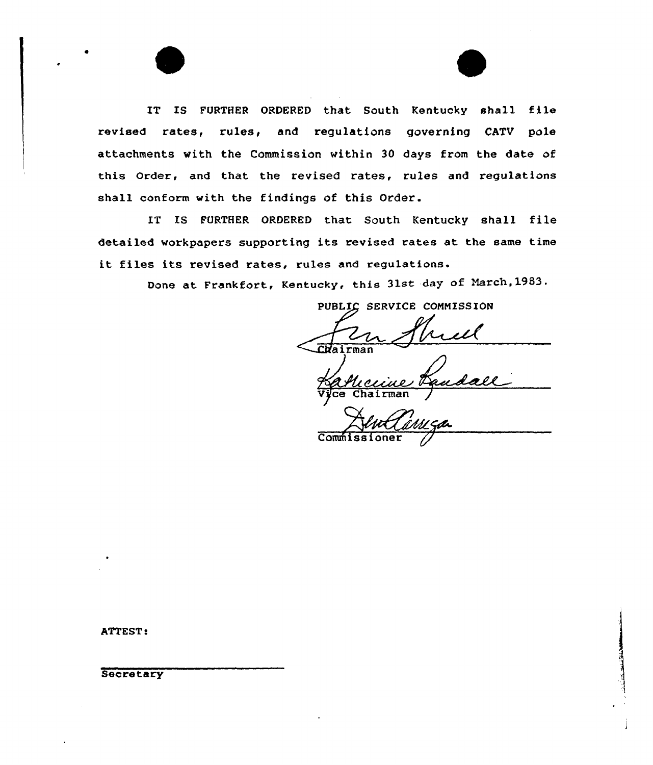IT IS FURTHER ORDERED that South Kentucky shall file revised rates, rules, and regulations governing CATV pole attachments with the Commission within 30 days from the date of this Order, and that the revised rates, rules and regulations shall conform with the findings of this Order.

IT IS FURTHER ORDERED that South Kentucky shall file detailed workpapers supporting its revised rates at the same time it files its revised rates, rules and regulations.

Done at Frankfort, Kentucky, this 31st day of March,1983.

PUBLIC SERVICE COMMISSION

Chairman

Vice Chairman

Commissioner

ATTEST:

Secretary